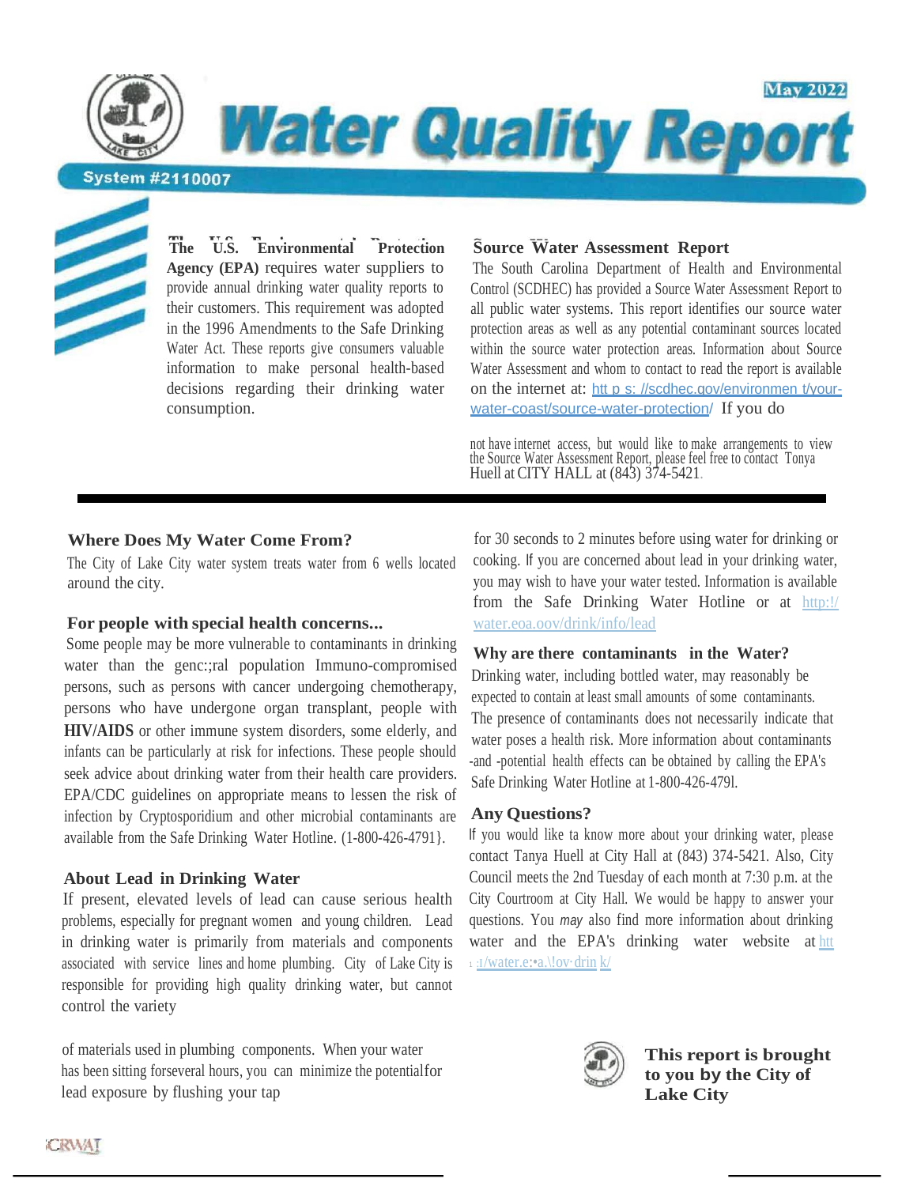May 2022

# Water Quality Report

System #2110007

**The U.S. Environmental Protection Agency (EPA)** requires water suppliers to provide annual drinking water quality reports to their customers. This requirement was adopted in the 1996 Amendments to the Safe Drinking Water Act. These reports give consumers valuable information to make personal health-based decisions regarding their drinking water consumption.

## Source Water Assessment Report

The South Carolina Department of Health and Environmental Control (SCDHEC) has provided a Source Water Assessment Report to all public water systems. This report identifies our source water protection areas as well as any potential contaminant sources located within the source water protection areas. Information about Source Water Assessment and whom to contact to read the report is available on the internet at: htt p s: //scdhec.gov/environmen t/your-water-coast/source-water-protection/ If you do

not have internet access, but would like to make arrangements to view the Source Water Assessment Report, please feel free to contact Tonya Huell at CITY HALL at (843) 374-5421.

## Where Does My Water Come From?

The City of Lake City water system treats water from 6 wells located around the city.

## For people with special health concerns...

Some people may be more vulnerable to contaminants in drinking water than the genc:;ral population Immuno-compromised persons, such as persons with cancer undergoing chemotherapy, persons who have undergone organ transplant, people with **HIV/AIDS** or other immune system disorders, some elderly, and infants can be particularly at risk for infections. These people should seek advice about drinking water from their health care providers. EPA/CDC guidelines on appropriate means to lessen the risk of infection by Cryptosporidium and other microbial contaminants are available from the Safe Drinking Water Hotline. (1-800-426-4791}.

## About Lead in Drinking Water

If present, elevated levels of lead can cause serious health problems, especially for pregnant women and young children. Lead in drinking water is primarily from materials and components associated with service lines and home plumbing. City of Lake City is responsible for providing high quality drinking water, but cannot control the variety

of materials used in plumbing components. When your water has been sitting forseveral hours, you can minimize the potentialfor lead exposure by flushing your tap for 30 seconds to 2 minutes before using water for drinking or cooking. If you are concerned about lead in your drinking water, you may wish to have your water tested. Information is available from the Safe Drinking Water Hotline or at http:!/water.eoa.oov/drink/info/lead

## Why are there contaminants in the Water?

Drinking water, including bottled water, may reasonably be expected to contain at least small amounts of some contaminants. The presence of contaminants does not necessarily indicate that water poses a health risk. More information about contaminants -and -potential health effects can be obtained by calling the EPA's Safe Drinking Water Hotline at 1-800-426-479l.

## Any Questions?

If you would like ta know more about your drinking water, please contact Tanya Huell at City Hall at (843) 374-5421. Also, City Council meets the 2nd Tuesday of each month at 7:30 p.m. at the City Courtroom at City Hall. We would be happy to answer your questions. You *may* also find more information about drinking water and the EPA's drinking water website at htt :t/water.e:•a.\!ov·drin k/

**This report is brought to you by the City of Lake City**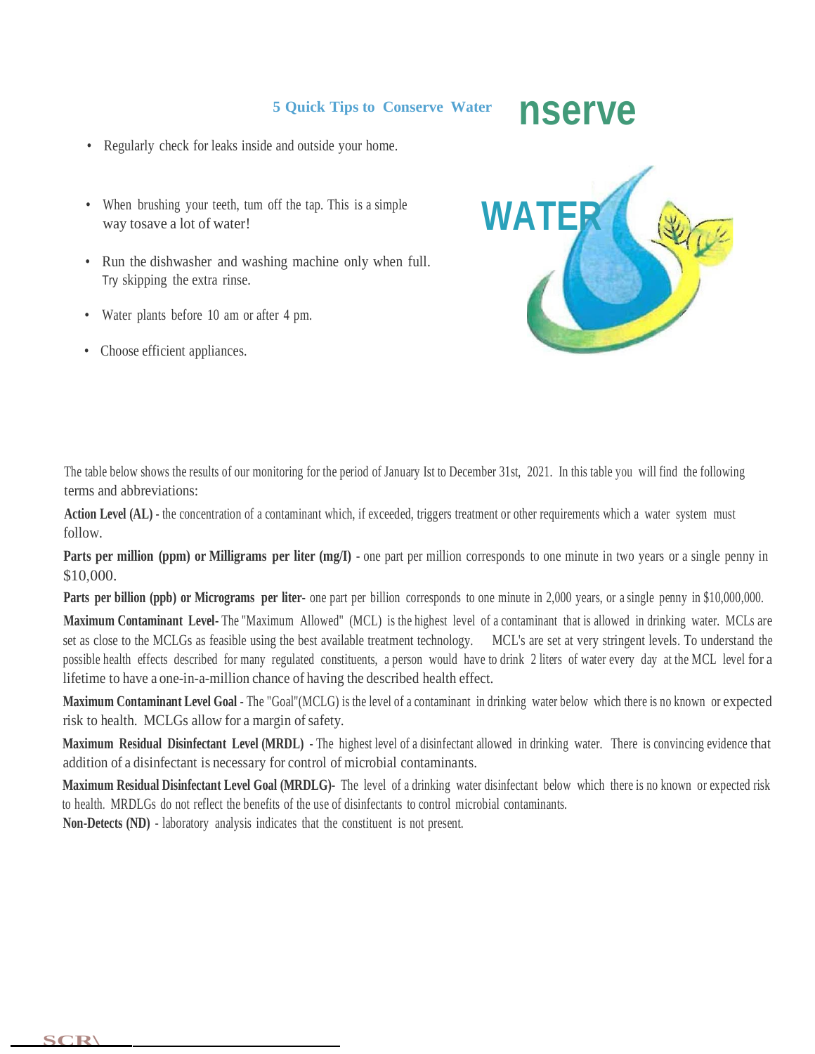## 5 Quick Tips to Conserve Water

- Regularly check for leaks inside and outside your home.
- When brushing your teeth, tum off the tap. This is a simple way tosave a lot of water!
- Run the dishwasher and washing machine only when full. Try skipping the extra rinse.
- Water plants before 10 am or after 4 pm.
- Choose efficient appliances.

The table below shows the results of our monitoring for the period of January Ist to December 31st, 2021. In this table you will find the following terms and abbreviations:

**Action Level (AL)** - the concentration of a contaminant which, if exceeded, triggers treatment or other requirements which a water system must follow.

**Parts per million (ppm) or Milligrams per liter (mg/I)** - one part per million corresponds to one minute in two years or a single penny in $10,000.

**Parts per billion (ppb) or Micrograms per liter-** one part per billion corresponds to one minute in 2,000 years, or a single penny in $10,000,000.

**Maximum Contaminant Level-** The "Maximum Allowed" (MCL) is the highest level of a contaminant that is allowed in drinking water. MCLs are set as close to the MCLGs as feasible using the best available treatment technology. MCL's are set at very stringent levels. To understand the possible health effects described for many regulated constituents, a person would have to drink 2 liters of water every day at the MCL level for a lifetime to have a one-in-a-million chance of having the described health effect.

**Maximum Contaminant Level Goal** - The "Goal"(MCLG) is the level of a contaminant in drinking water below which there is no known or expected risk to health. MCLGs allow for a margin of safety.

**Maximum Residual Disinfectant Level (MRDL)** - The highest level of a disinfectant allowed in drinking water. There is convincing evidence that addition of a disinfectant is necessary for control of microbial contaminants.

**Maximum Residual Disinfectant Level Goal (MRDLG)-** The level of a drinking water disinfectant below which there is no known or expected risk to health. MRDLGs do not reflect the benefits of the use of disinfectants to control microbial contaminants.

**Non-Detects (ND)** - laboratory analysis indicates that the constituent is not present.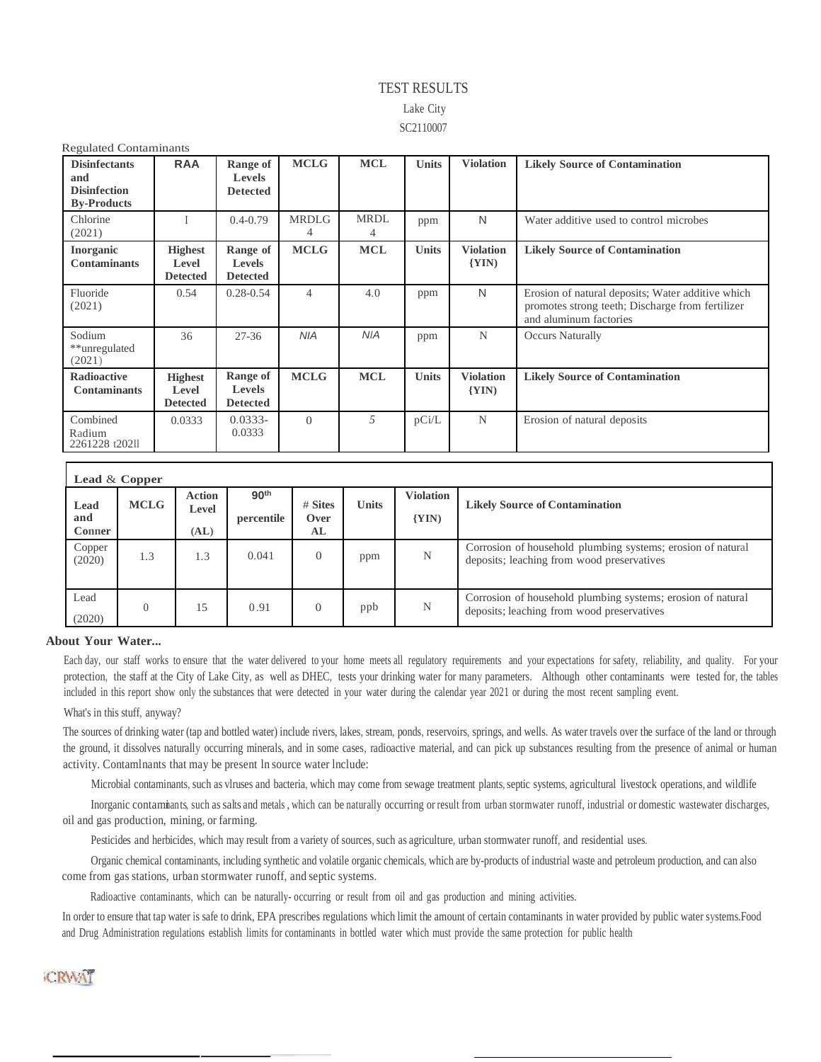# TEST RESULTS

Lake City

SC2110007

Regulated Contaminants

| Disinfectants and Disinfection By-Products | RAA | Range of Levels Detected | MCLG | MCL | Units | Violation | Likely Source of Contamination |
|---|---|---|---|---|---|---|---|
| Chlorine (2021) | I | 0.4-0.79 | MRDLG 4 | MRDL 4 | ppm | N | Water additive used to control microbes |
| **Inorganic Contaminants** | **Highest Level Detected** | **Range of Levels Detected** | **MCLG** | **MCL** | **Units** | **Violation {YIN)** | **Likely Source of Contamination** |
| Fluoride (2021) | 0.54 | 0.28-0.54 | 4 | 4.0 | ppm | N | Erosion of natural deposits; Water additive which promotes strong teeth; Discharge from fertilizer and aluminum factories |
| Sodium **unregulated (2021) | 36 | 27-36 | NIA | NIA | ppm | N | Occurs Naturally |
| **Radioactive Contaminants** | **Highest Level Detected** | **Range of Levels Detected** | **MCLG** | **MCL** | **Units** | **Violation {YIN)** | **Likely Source of Contamination** |
| Combined Radium 2261228 t202ll | 0.0333 | 0.0333-0.0333 | 0 | 5 | pCi/L | N | Erosion of natural deposits |

**Lead & Copper**

| Lead and Conner | MCLG | Action Level (AL) | 90th percentile | # Sites Over AL | Units | Violation {YIN) | Likely Source of Contamination |
|---|---|---|---|---|---|---|---|
| Copper (2020) | 1.3 | 1.3 | 0.041 | 0 | ppm | N | Corrosion of household plumbing systems; erosion of natural deposits; leaching from wood preservatives |
| Lead (2020) | 0 | 15 | 0.91 | 0 | ppb | N | Corrosion of household plumbing systems; erosion of natural deposits; leaching from wood preservatives |

**About Your Water...**

Each day, our staff works to ensure that the water delivered to your home meets all regulatory requirements and your expectations for safety, reliability, and quality. For your protection, the staff at the City of Lake City, as well as DHEC, tests your drinking water for many parameters. Although other contaminants were tested for, the tables included in this report show only the substances that were detected in your water during the calendar year 2021 or during the most recent sampling event.

What's in this stuff, anyway?

The sources of drinking water (tap and bottled water) include rivers, lakes, stream, ponds, reservoirs, springs, and wells. As water travels over the surface of the land or through the ground, it dissolves naturally occurring minerals, and in some cases, radioactive material, and can pick up substances resulting from the presence of animal or human activity. Contamlnants that may be present ln source water lnclude:

Microbial contaminants, such as vlruses and bacteria, which may come from sewage treatment plants, septic systems, agricultural livestock operations, and wildlife

Inorganic contaminants, such as salts and metals, which can be naturally occurring or result from urban stormwater runoff, industrial or domestic wastewater discharges, oil and gas production, mining, or farming.

Pesticides and herbicides, which may result from a variety of sources, such as agriculture, urban stormwater runoff, and residential uses.

Organic chemical contaminants, including synthetic and volatile organic chemicals, which are by-products of industrial waste and petroleum production, and can also come from gas stations, urban stormwater runoff, and septic systems.

Radioactive contaminants, which can be naturally- occurring or result from oil and gas production and mining activities.

In order to ensure that tap water is safe to drink, EPA prescribes regulations which limit the amount of certain contaminants in water provided by public water systems.Food and Drug Administration regulations establish limits for contaminants in bottled water which must provide the same protection for public health